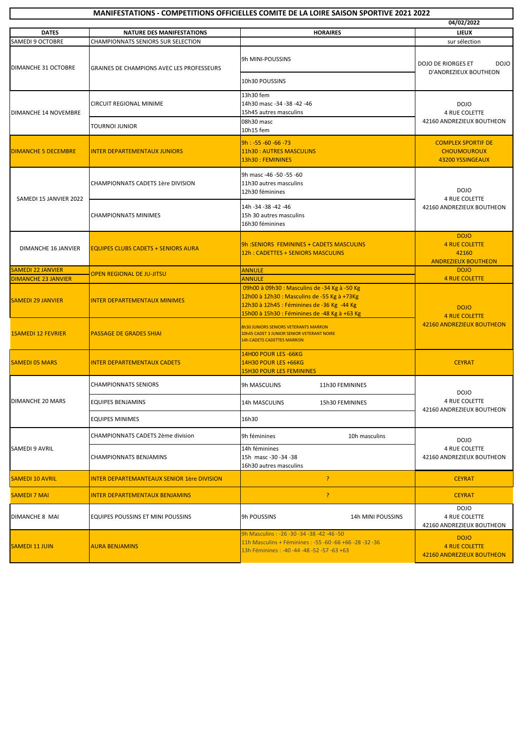# MANIFESTATIONS - COMPETITIONS OFFICIELLES COMITE DE LA LOIRE SAISON SPORTIVE 2021 2022

04/02/2022

| DATES | NATURE DES MANIFESTATIONS | HORAIRES | LIEUX |
|---|---|---|---|
| SAMEDI 9 OCTOBRE | CHAMPIONNATS SENIORS SUR SELECTION | | sur sélection |
| DIMANCHE 31 OCTOBRE | GRAINES DE CHAMPIONS AVEC LES PROFESSEURS | 9h MINI-POUSSINS<br>10h30 POUSSINS | DOJO DE RIORGES ET DOJO D'ANDREZIEUX BOUTHEON |
| DIMANCHE 14 NOVEMBRE | CIRCUIT REGIONAL MINIME | 13h30 fem<br>14h30 masc -34 -38 -42 -46<br>15h45 autres masculins | DOJO<br>4 RUE COLETTE<br>42160 ANDREZIEUX BOUTHEON |
| | TOURNOI JUNIOR | 08h30 masc<br>10h15 fem | |
| DIMANCHE 5 DECEMBRE | INTER DEPARTEMENTAUX JUNIORS | 9h : -55 -60 -66 -73<br>11h30 : AUTRES MASCULINS<br>13h30 : FEMININES | COMPLEX SPORTIF DE CHOUMOUROUX<br>43200 YSSINGEAUX |
| SAMEDI 15 JANVIER 2022 | CHAMPIONNATS CADETS 1ère DIVISION | 9h masc -46 -50 -55 -60<br>11h30 autres masculins<br>12h30 féminines | DOJO<br>4 RUE COLETTE<br>42160 ANDREZIEUX BOUTHEON |
| | CHAMPIONNATS MINIMES | 14h -34 -38 -42 -46<br>15h 30 autres masculins<br>16h30 féminines | |
| DIMANCHE 16 JANVIER | EQUIPES CLUBS CADETS + SENIORS AURA | 9h :SENIORS FEMININES + CADETS MASCULINS<br>12h : CADETTES + SENIORS MASCULINS | DOJO<br>4 RUE COLETTE<br>42160<br>ANDREZIEUX BOUTHEON |
| SAMEDI 22 JANVIER | OPEN REGIONAL DE JU-JITSU | ANNULE | DOJO<br>4 RUE COLETTE |
| DIMANCHE 23 JANVIER | | ANNULE | |
| SAMEDI 29 JANVIER | INTER DEPARTEMENTAUX MINIMES | 09h00 à 09h30 : Masculins de -34 Kg à -50 Kg<br>12h00 à 12h30 : Masculins de -55 Kg à +73Kg<br>12h30 à 12h45 : Féminines de -36 Kg -44 Kg<br>15h00 à 15h30 : Féminines de -48 Kg à +63 Kg | DOJO<br>4 RUE COLETTE<br>42160 ANDREZIEUX BOUTHEON |
| 1SAMEDI 12 FEVRIER | PASSAGE DE GRADES SHIAI | 8h30 JUNIORS SENIORS VETERANTS MARRON<br>10h45 CADET 3 JUNIOR SENIOR VETERANT NOIRE<br>14h CADETS CADETTES MARRON | |
| SAMEDI 05 MARS | INTER DEPARTEMENTAUX CADETS | 14H00 POUR LES -66KG<br>14H30 POUR LES +66KG<br>15H30 POUR LES FEMININES | CEYRAT |
| DIMANCHE 20 MARS | CHAMPIONNATS SENIORS | 9h MASCULINS 11h30 FEMININES | DOJO<br>4 RUE COLETTE<br>42160 ANDREZIEUX BOUTHEON |
| | EQUIPES BENJAMINS | 14h MASCULINS 15h30 FEMININES | |
| | EQUIPES MINIMES | 16h30 | |
| SAMEDI 9 AVRIL | CHAMPIONNATS CADETS 2ème division | 9h féminines 10h masculins | DOJO<br>4 RUE COLETTE<br>42160 ANDREZIEUX BOUTHEON |
| | CHAMPIONNATS BENJAMINS | 14h féminines<br>15h masc -30 -34 -38<br>16h30 autres masculins | |
| SAMEDI 10 AVRIL | INTER DEPARTEMANTEAUX SENIOR 1ère DIVISION | ? | CEYRAT |
| SAMEDI 7 MAI | INTER DEPARTEMENTAUX BENJAMINS | ? | CEYRAT |
| DIMANCHE 8 MAI | EQUIPES POUSSINS ET MINI POUSSINS | 9h POUSSINS 14h MINI POUSSINS | DOJO<br>4 RUE COLETTE<br>42160 ANDREZIEUX BOUTHEON |
| SAMEDI 11 JUIN | AURA BENJAMINS | 9h Masculins : -26 -30 -34 -38 -42 -46 -50<br>11h Masculins + Féminines : -55 -60 -66 +66 -28 -32 -36<br>13h Féminines : -40 -44 -48 -52 -57 -63 +63 | DOJO<br>4 RUE COLETTE<br>42160 ANDREZIEUX BOUTHEON |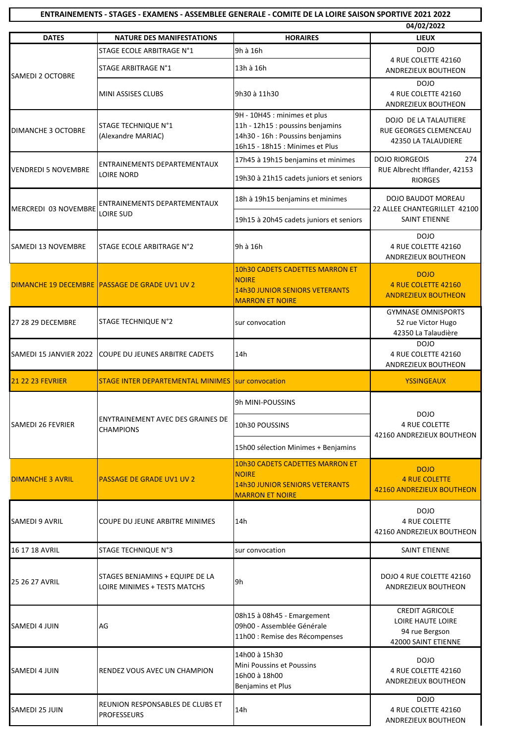**ENTRAINEMENTS - STAGES - EXAMENS - ASSEMBLEE GENERALE - COMITE DE LA LOIRE SAISON SPORTIVE 2021 2022**

04/02/2022

| DATES | NATURE DES MANIFESTATIONS | HORAIRES | LIEUX |
|---|---|---|---|
| SAMEDI 2 OCTOBRE | STAGE ECOLE ARBITRAGE N°1 | 9h à 16h | DOJO 4 RUE COLETTE 42160 ANDREZIEUX BOUTHEON |
| | STAGE ARBITRAGE N°1 | 13h à 16h | |
| | MINI ASSISES CLUBS | 9h30 à 11h30 | DOJO 4 RUE COLETTE 42160 ANDREZIEUX BOUTHEON |
| DIMANCHE 3 OCTOBRE | STAGE TECHNIQUE N°1 (Alexandre MARIAC) | 9H - 10H45 : minimes et plus<br>11h - 12h15 : poussins benjamins<br>14h30 - 16h : Poussins benjamins<br>16h15 - 18h15 : Minimes et Plus | DOJO DE LA TALAUTIERE RUE GEORGES CLEMENCEAU 42350 LA TALAUDIERE |
| VENDREDI 5 NOVEMBRE | ENTRAINEMENTS DEPARTEMENTAUX LOIRE NORD | 17h45 à 19h15 benjamins et minimes | DOJO RIORGEOIS 274 RUE Albrecht Ifflander, 42153 RIORGES |
| | | 19h30 à 21h15 cadets juniors et seniors | |
| MERCREDI 03 NOVEMBRE | ENTRAINEMENTS DEPARTEMENTAUX LOIRE SUD | 18h à 19h15 benjamins et minimes | DOJO BAUDOT MOREAU 22 ALLEE CHANTEGRILLET 42100 SAINT ETIENNE |
| | | 19h15 à 20h45 cadets juniors et seniors | |
| SAMEDI 13 NOVEMBRE | STAGE ECOLE ARBITRAGE N°2 | 9h à 16h | DOJO 4 RUE COLETTE 42160 ANDREZIEUX BOUTHEON |
| DIMANCHE 19 DECEMBRE | PASSAGE DE GRADE UV1 UV 2 | 10h30 CADETS CADETTES MARRON ET NOIRE<br>14h30 JUNIOR SENIORS VETERANTS MARRON ET NOIRE | DOJO 4 RUE COLETTE 42160 ANDREZIEUX BOUTHEON |
| 27 28 29 DECEMBRE | STAGE TECHNIQUE N°2 | sur convocation | GYMNASE OMNISPORTS 52 rue Victor Hugo 42350 La Talaudière |
| SAMEDI 15 JANVIER 2022 | COUPE DU JEUNES ARBITRE CADETS | 14h | DOJO 4 RUE COLETTE 42160 ANDREZIEUX BOUTHEON |
| 21 22 23 FEVRIER | STAGE INTER DEPARTEMENTAL MINIMES | sur convocation | YSSINGEAUX |
| SAMEDI 26 FEVRIER | ENYTRAINEMENT AVEC DES GRAINES DE CHAMPIONS | 9h MINI-POUSSINS | DOJO 4 RUE COLETTE 42160 ANDREZIEUX BOUTHEON |
| | | 10h30 POUSSINS | |
| | | 15h00 sélection Minimes + Benjamins | |
| DIMANCHE 3 AVRIL | PASSAGE DE GRADE UV1 UV 2 | 10h30 CADETS CADETTES MARRON ET NOIRE<br>14h30 JUNIOR SENIORS VETERANTS MARRON ET NOIRE | DOJO 4 RUE COLETTE 42160 ANDREZIEUX BOUTHEON |
| SAMEDI 9 AVRIL | COUPE DU JEUNE ARBITRE MINIMES | 14h | DOJO 4 RUE COLETTE 42160 ANDREZIEUX BOUTHEON |
| 16 17 18 AVRIL | STAGE TECHNIQUE N°3 | sur convocation | SAINT ETIENNE |
| 25 26 27 AVRIL | STAGES BENJAMINS + EQUIPE DE LA LOIRE MINIMES + TESTS MATCHS | 9h | DOJO 4 RUE COLETTE 42160 ANDREZIEUX BOUTHEON |
| SAMEDI 4 JUIN | AG | 08h15 à 08h45 - Emargement<br>09h00 - Assemblée Générale<br>11h00 : Remise des Récompenses | CREDIT AGRICOLE LOIRE HAUTE LOIRE 94 rue Bergson 42000 SAINT ETIENNE |
| SAMEDI 4 JUIN | RENDEZ VOUS AVEC UN CHAMPION | 14h00 à 15h30<br>Mini Poussins et Poussins<br>16h00 à 18h00<br>Benjamins et Plus | DOJO 4 RUE COLETTE 42160 ANDREZIEUX BOUTHEON |
| SAMEDI 25 JUIN | REUNION RESPONSABLES DE CLUBS ET PROFESSEURS | 14h | DOJO 4 RUE COLETTE 42160 ANDREZIEUX BOUTHEON |